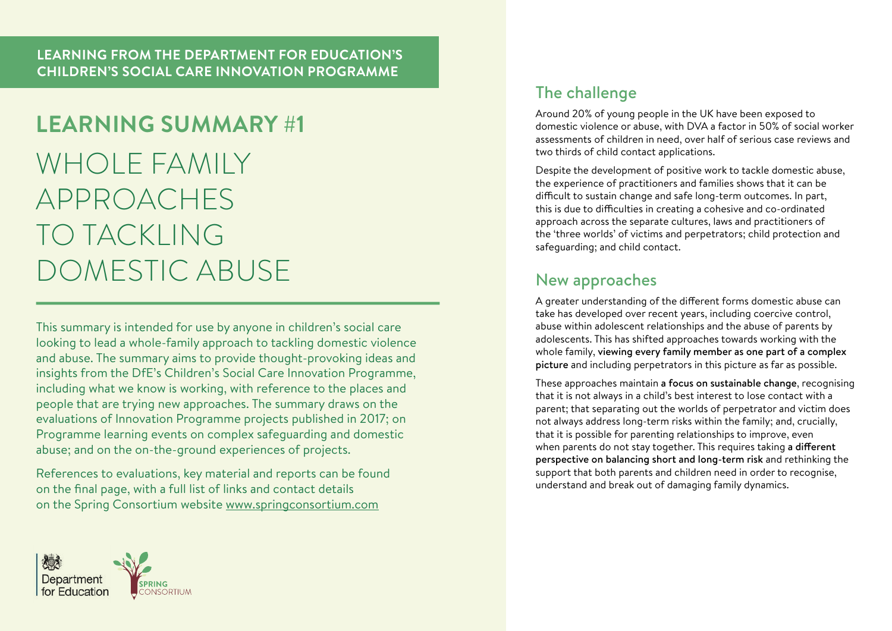**LEARNING FROM THE DEPARTMENT FOR EDUCATION'S CHILDREN'S SOCIAL CARE INNOVATION PROGRAMME**

# LEARNING SUMMARY #1

# WHOLE FAMILY APPROACHES TO TACKLING DOMESTIC ABUSE

This summary is intended for use by anyone in children's social care looking to lead a whole-family approach to tackling domestic violence and abuse. The summary aims to provide thought-provoking ideas and insights from the DfE's Children's Social Care Innovation Programme, including what we know is working, with reference to the places and people that are trying new approaches. The summary draws on the evaluations of Innovation Programme projects published in 2017; on Programme learning events on complex safeguarding and domestic abuse; and on the on-the-ground experiences of projects.

References to evaluations, key material and reports can be found on the final page, with a full list of links and contact details on the Spring Consortium website www.springconsortium.com

Department for Education

SPRING CONSORTIUM

## The challenge

Around 20% of young people in the UK have been exposed to domestic violence or abuse, with DVA a factor in 50% of social worker assessments of children in need, over half of serious case reviews and two thirds of child contact applications.

Despite the development of positive work to tackle domestic abuse, the experience of practitioners and families shows that it can be difficult to sustain change and safe long-term outcomes. In part, this is due to difficulties in creating a cohesive and co-ordinated approach across the separate cultures, laws and practitioners of the 'three worlds' of victims and perpetrators; child protection and safeguarding; and child contact.

## New approaches

A greater understanding of the different forms domestic abuse can take has developed over recent years, including coercive control, abuse within adolescent relationships and the abuse of parents by adolescents. This has shifted approaches towards working with the whole family, **viewing every family member as one part of a complex picture** and including perpetrators in this picture as far as possible.

These approaches maintain **a focus on sustainable change**, recognising that it is not always in a child's best interest to lose contact with a parent; that separating out the worlds of perpetrator and victim does not always address long-term risks within the family; and, crucially, that it is possible for parenting relationships to improve, even when parents do not stay together. This requires taking **a different perspective on balancing short and long-term risk** and rethinking the support that both parents and children need in order to recognise, understand and break out of damaging family dynamics.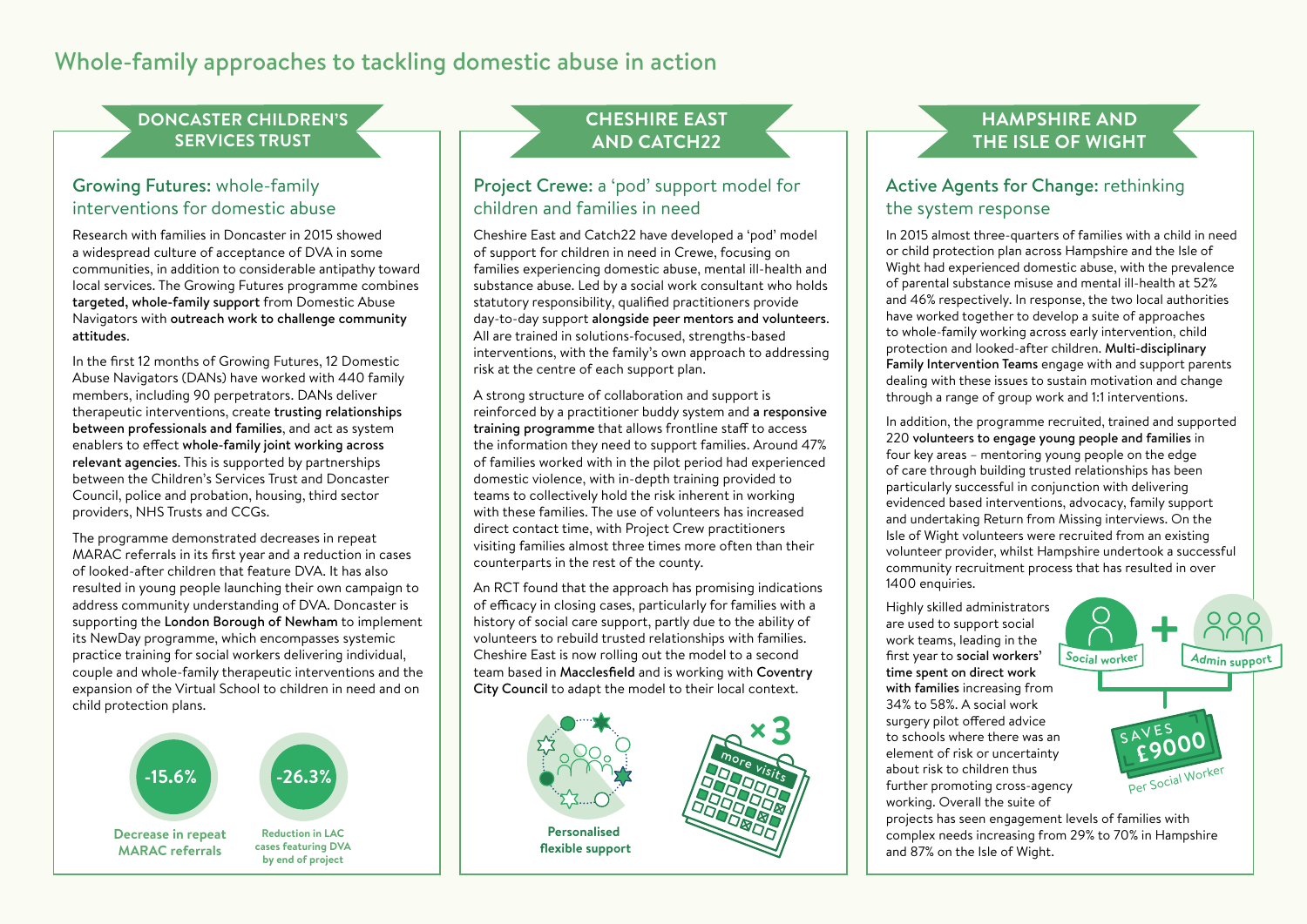# Whole-family approaches to tackling domestic abuse in action

## DONCASTER CHILDREN'S SERVICES TRUST

### Growing Futures: whole-family interventions for domestic abuse

Research with families in Doncaster in 2015 showed a widespread culture of acceptance of DVA in some communities, in addition to considerable antipathy toward local services. The Growing Futures programme combines **targeted, whole-family support** from Domestic Abuse Navigators with **outreach work to challenge community attitudes**.

In the first 12 months of Growing Futures, 12 Domestic Abuse Navigators (DANs) have worked with 440 family members, including 90 perpetrators. DANs deliver therapeutic interventions, create **trusting relationships between professionals and families**, and act as system enablers to effect **whole-family joint working across relevant agencies**. This is supported by partnerships between the Children's Services Trust and Doncaster Council, police and probation, housing, third sector providers, NHS Trusts and CCGs.

The programme demonstrated decreases in repeat MARAC referrals in its first year and a reduction in cases of looked-after children that feature DVA. It has also resulted in young people launching their own campaign to address community understanding of DVA. Doncaster is supporting the **London Borough of Newham** to implement its NewDay programme, which encompasses systemic practice training for social workers delivering individual, couple and whole-family therapeutic interventions and the expansion of the Virtual School to children in need and on child protection plans.

**-15.6%** — Decrease in repeat MARAC referrals

**-26.3%** — Reduction in LAC cases featuring DVA by end of project

## CHESHIRE EAST AND CATCH22

### Project Crewe: a 'pod' support model for children and families in need

Cheshire East and Catch22 have developed a 'pod' model of support for children in need in Crewe, focusing on families experiencing domestic abuse, mental ill-health and substance abuse. Led by a social work consultant who holds statutory responsibility, qualified practitioners provide day-to-day support **alongside peer mentors and volunteers**. All are trained in solutions-focused, strengths-based interventions, with the family's own approach to addressing risk at the centre of each support plan.

A strong structure of collaboration and support is reinforced by a practitioner buddy system and **a responsive training programme** that allows frontline staff to access the information they need to support families. Around 47% of families worked with in the pilot period had experienced domestic violence, with in-depth training provided to teams to collectively hold the risk inherent in working with these families. The use of volunteers has increased direct contact time, with Project Crew practitioners visiting families almost three times more often than their counterparts in the rest of the county.

An RCT found that the approach has promising indications of efficacy in closing cases, particularly for families with a history of social care support, partly due to the ability of volunteers to rebuild trusted relationships with families. Cheshire East is now rolling out the model to a second team based in **Macclesfield** and is working with **Coventry City Council** to adapt the model to their local context.

**Personalised flexible support**

**×3 more visits**

## HAMPSHIRE AND THE ISLE OF WIGHT

### Active Agents for Change: rethinking the system response

In 2015 almost three-quarters of families with a child in need or child protection plan across Hampshire and the Isle of Wight had experienced domestic abuse, with the prevalence of parental substance misuse and mental ill-health at 52% and 46% respectively. In response, the two local authorities have worked together to develop a suite of approaches to whole-family working across early intervention, child protection and looked-after children. **Multi-disciplinary Family Intervention Teams** engage with and support parents dealing with these issues to sustain motivation and change through a range of group work and 1:1 interventions.

In addition, the programme recruited, trained and supported 220 **volunteers to engage young people and families** in four key areas – mentoring young people on the edge of care through building trusted relationships has been particularly successful in conjunction with delivering evidenced based interventions, advocacy, family support and undertaking Return from Missing interviews. On the Isle of Wight volunteers were recruited from an existing volunteer provider, whilst Hampshire undertook a successful community recruitment process that has resulted in over 1400 enquiries.

Highly skilled administrators are used to support social work teams, leading in the first year to **social workers' time spent on direct work with families** increasing from 34% to 58%. A social work surgery pilot offered advice to schools where there was an element of risk or uncertainty about risk to children thus further promoting cross-agency working. Overall the suite of projects has seen engagement levels of families with complex needs increasing from 29% to 70% in Hampshire and 87% on the Isle of Wight.

Social worker + Admin support — SAVES £9000 Per Social Worker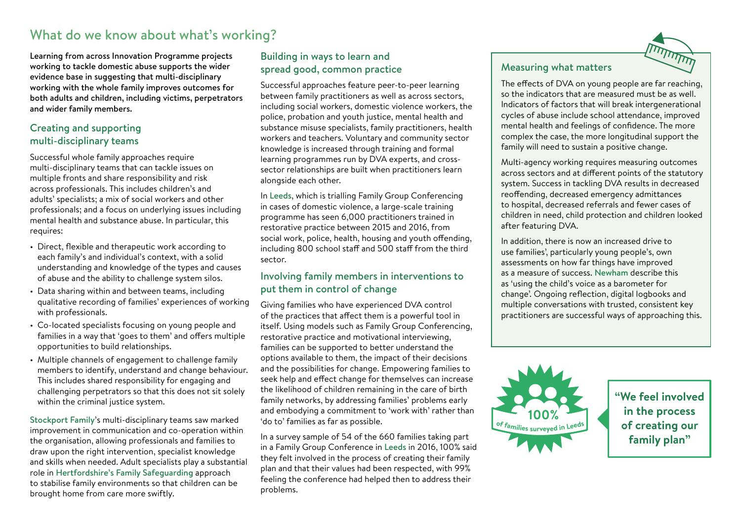## What do we know about what's working?

**Learning from across Innovation Programme projects working to tackle domestic abuse supports the wider evidence base in suggesting that multi-disciplinary working with the whole family improves outcomes for both adults and children, including victims, perpetrators and wider family members.**

### Creating and supporting multi-disciplinary teams

Successful whole family approaches require multi-disciplinary teams that can tackle issues on multiple fronts and share responsibility and risk across professionals. This includes children's and adults' specialists; a mix of social workers and other professionals; and a focus on underlying issues including mental health and substance abuse. In particular, this requires:

- Direct, flexible and therapeutic work according to each family's and individual's context, with a solid understanding and knowledge of the types and causes of abuse and the ability to challenge system silos.
- Data sharing within and between teams, including qualitative recording of families' experiences of working with professionals.
- Co-located specialists focusing on young people and families in a way that 'goes to them' and offers multiple opportunities to build relationships.
- Multiple channels of engagement to challenge family members to identify, understand and change behaviour. This includes shared responsibility for engaging and challenging perpetrators so that this does not sit solely within the criminal justice system.

Stockport Family's multi-disciplinary teams saw marked improvement in communication and co-operation within the organisation, allowing professionals and families to draw upon the right intervention, specialist knowledge and skills when needed. Adult specialists play a substantial role in Hertfordshire's Family Safeguarding approach to stabilise family environments so that children can be brought home from care more swiftly.

### Building in ways to learn and spread good, common practice

Successful approaches feature peer-to-peer learning between family practitioners as well as across sectors, including social workers, domestic violence workers, the police, probation and youth justice, mental health and substance misuse specialists, family practitioners, health workers and teachers. Voluntary and community sector knowledge is increased through training and formal learning programmes run by DVA experts, and cross-sector relationships are built when practitioners learn alongside each other.

In Leeds, which is trialling Family Group Conferencing in cases of domestic violence, a large-scale training programme has seen 6,000 practitioners trained in restorative practice between 2015 and 2016, from social work, police, health, housing and youth offending, including 800 school staff and 500 staff from the third sector.

### Involving family members in interventions to put them in control of change

Giving families who have experienced DVA control of the practices that affect them is a powerful tool in itself. Using models such as Family Group Conferencing, restorative practice and motivational interviewing, families can be supported to better understand the options available to them, the impact of their decisions and the possibilities for change. Empowering families to seek help and effect change for themselves can increase the likelihood of children remaining in the care of birth family networks, by addressing families' problems early and embodying a commitment to 'work with' rather than 'do to' families as far as possible.

In a survey sample of 54 of the 660 families taking part in a Family Group Conference in Leeds in 2016, 100% said they felt involved in the process of creating their family plan and that their values had been respected, with 99% feeling the conference had helped then to address their problems.

### Measuring what matters

The effects of DVA on young people are far reaching, so the indicators that are measured must be as well. Indicators of factors that will break intergenerational cycles of abuse include school attendance, improved mental health and feelings of confidence. The more complex the case, the more longitudinal support the family will need to sustain a positive change.

Multi-agency working requires measuring outcomes across sectors and at different points of the statutory system. Success in tackling DVA results in decreased reoffending, decreased emergency admittances to hospital, decreased referrals and fewer cases of children in need, child protection and children looked after featuring DVA.

In addition, there is now an increased drive to use families', particularly young people's, own assessments on how far things have improved as a measure of success. Newham describe this as 'using the child's voice as a barometer for change'. Ongoing reflection, digital logbooks and multiple conversations with trusted, consistent key practitioners are successful ways of approaching this.

**100%** of families surveyed in Leeds

**"We feel involved in the process of creating our family plan"**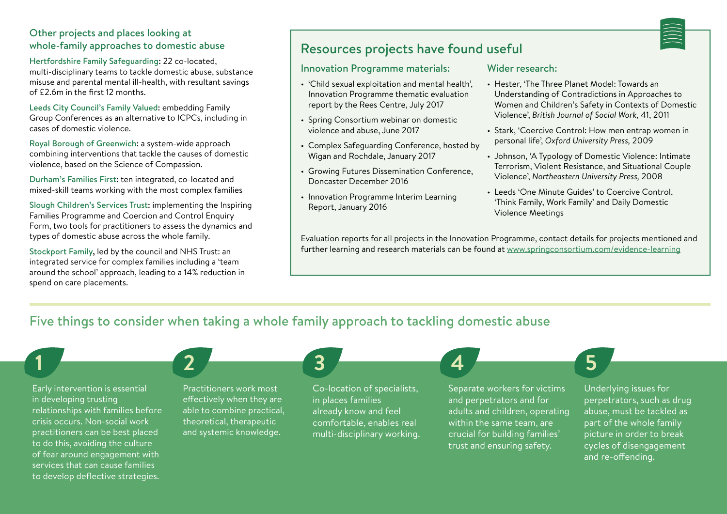### Other projects and places looking at whole-family approaches to domestic abuse

**Hertfordshire Family Safeguarding**: 22 co-located, multi-disciplinary teams to tackle domestic abuse, substance misuse and parental mental ill-health, with resultant savings of £2.6m in the first 12 months.

**Leeds City Council's Family Valued**: embedding Family Group Conferences as an alternative to ICPCs, including in cases of domestic violence.

**Royal Borough of Greenwich**: a system-wide approach combining interventions that tackle the causes of domestic violence, based on the Science of Compassion.

**Durham's Families First**: ten integrated, co-located and mixed-skill teams working with the most complex families

**Slough Children's Services Trust**: implementing the Inspiring Families Programme and Coercion and Control Enquiry Form, two tools for practitioners to assess the dynamics and types of domestic abuse across the whole family.

**Stockport Family**, led by the council and NHS Trust: an integrated service for complex families including a 'team around the school' approach, leading to a 14% reduction in spend on care placements.

## Resources projects have found useful

### Innovation Programme materials:

- 'Child sexual exploitation and mental health', Innovation Programme thematic evaluation report by the Rees Centre, July 2017
- Spring Consortium webinar on domestic violence and abuse, June 2017
- Complex Safeguarding Conference, hosted by Wigan and Rochdale, January 2017
- Growing Futures Dissemination Conference, Doncaster December 2016
- Innovation Programme Interim Learning Report, January 2016

### Wider research:

- Hester, 'The Three Planet Model: Towards an Understanding of Contradictions in Approaches to Women and Children's Safety in Contexts of Domestic Violence', *British Journal of Social Work*, 41, 2011
- Stark, 'Coercive Control: How men entrap women in personal life', *Oxford University Press*, 2009
- Johnson, 'A Typology of Domestic Violence: Intimate Terrorism, Violent Resistance, and Situational Couple Violence', *Northeastern University Press*, 2008
- Leeds 'One Minute Guides' to Coercive Control, 'Think Family, Work Family' and Daily Domestic Violence Meetings

Evaluation reports for all projects in the Innovation Programme, contact details for projects mentioned and further learning and research materials can be found at www.springconsortium.com/evidence-learning

## Five things to consider when taking a whole family approach to tackling domestic abuse

**1** Early intervention is essential in developing trusting relationships with families before crisis occurs. Non-social work practitioners can be best placed to do this, avoiding the culture of fear around engagement with services that can cause families to develop deflective strategies.

**2** Practitioners work most effectively when they are able to combine practical, theoretical, therapeutic and systemic knowledge.

**3** Co-location of specialists, in places families already know and feel comfortable, enables real multi-disciplinary working.

**4** Separate workers for victims and perpetrators and for adults and children, operating within the same team, are crucial for building families' trust and ensuring safety.

**5** Underlying issues for perpetrators, such as drug abuse, must be tackled as part of the whole family picture in order to break cycles of disengagement and re-offending.